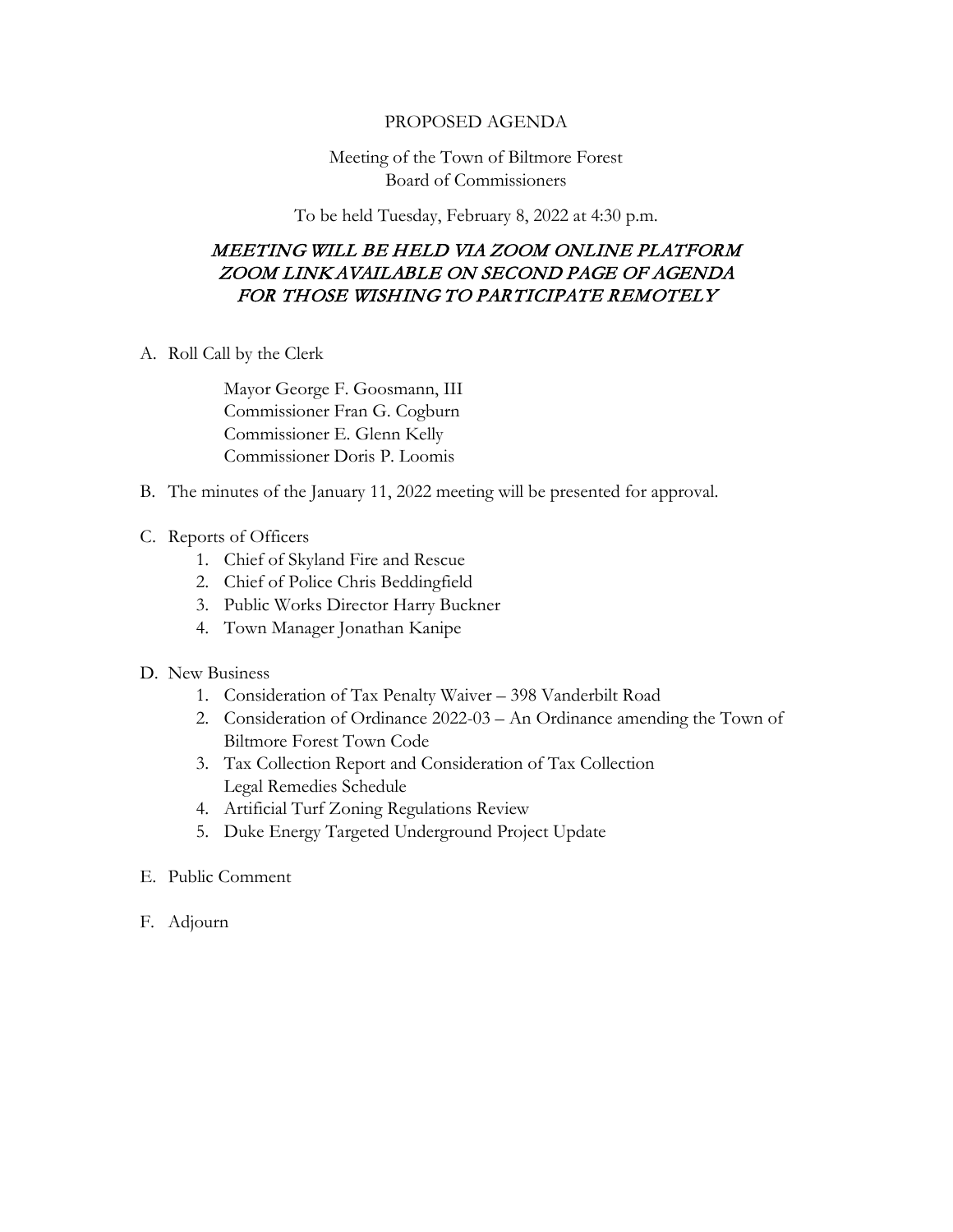# PROPOSED AGENDA

Meeting of the Town of Biltmore Forest
Board of Commissioners

To be held Tuesday, February 8, 2022 at 4:30 p.m.

***MEETING WILL BE HELD VIA ZOOM ONLINE PLATFORM***
***ZOOM LINK AVAILABLE ON SECOND PAGE OF AGENDA***
***FOR THOSE WISHING TO PARTICIPATE REMOTELY***

A. Roll Call by the Clerk

   Mayor George F. Goosmann, III
   Commissioner Fran G. Cogburn
   Commissioner E. Glenn Kelly
   Commissioner Doris P. Loomis

B. The minutes of the January 11, 2022 meeting will be presented for approval.

C. Reports of Officers
   1. Chief of Skyland Fire and Rescue
   2. Chief of Police Chris Beddingfield
   3. Public Works Director Harry Buckner
   4. Town Manager Jonathan Kanipe

D. New Business
   1. Consideration of Tax Penalty Waiver – 398 Vanderbilt Road
   2. Consideration of Ordinance 2022-03 – An Ordinance amending the Town of Biltmore Forest Town Code
   3. Tax Collection Report and Consideration of Tax Collection Legal Remedies Schedule
   4. Artificial Turf Zoning Regulations Review
   5. Duke Energy Targeted Underground Project Update

E. Public Comment

F. Adjourn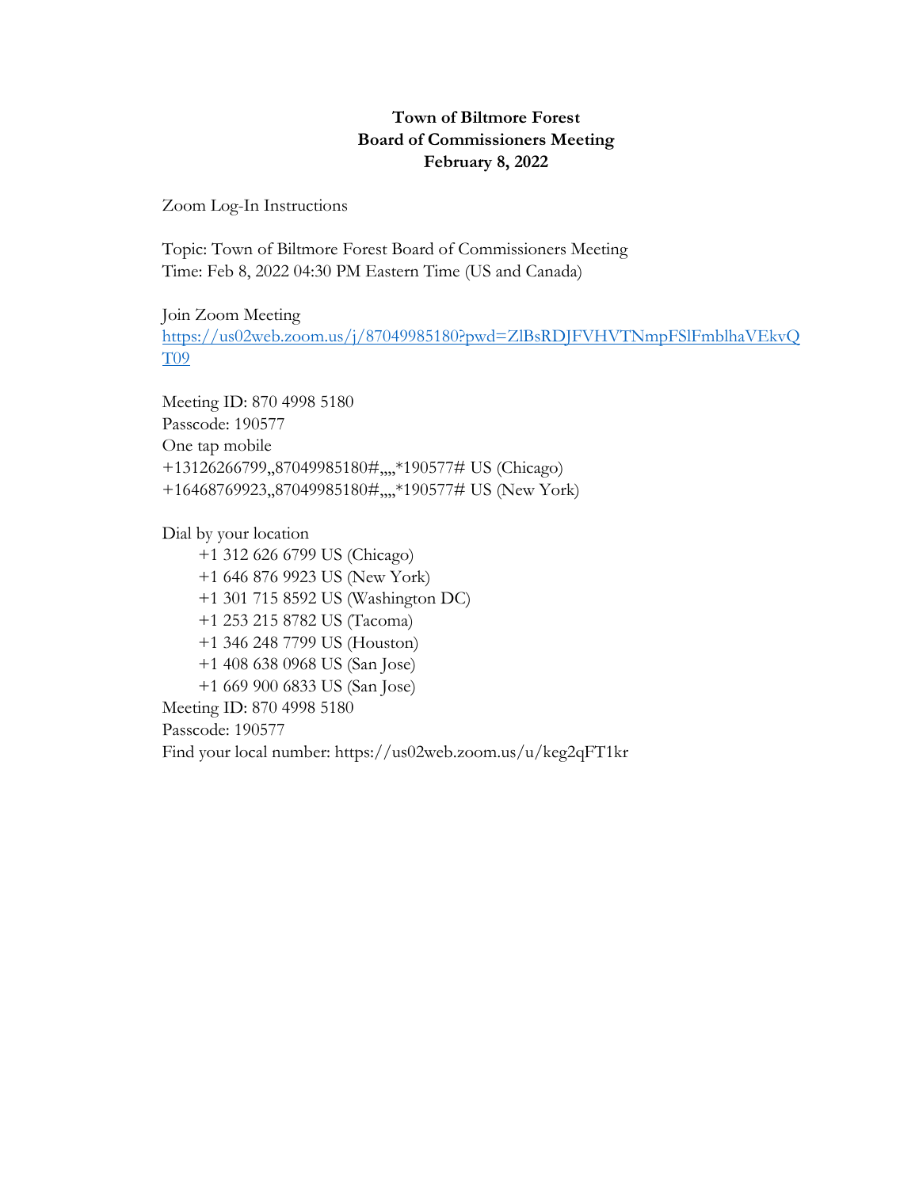**Town of Biltmore Forest**
**Board of Commissioners Meeting**
**February 8, 2022**

Zoom Log-In Instructions

Topic: Town of Biltmore Forest Board of Commissioners Meeting
Time: Feb 8, 2022 04:30 PM Eastern Time (US and Canada)

Join Zoom Meeting
https://us02web.zoom.us/j/87049985180?pwd=ZlBsRDJFVHVTNmpFSlFmblhaVEkvQT09

Meeting ID: 870 4998 5180
Passcode: 190577
One tap mobile
+13126266799,,87049985180#,,,,*190577# US (Chicago)
+16468769923,,87049985180#,,,,*190577# US (New York)

Dial by your location
- +1 312 626 6799 US (Chicago)
- +1 646 876 9923 US (New York)
- +1 301 715 8592 US (Washington DC)
- +1 253 215 8782 US (Tacoma)
- +1 346 248 7799 US (Houston)
- +1 408 638 0968 US (San Jose)
- +1 669 900 6833 US (San Jose)

Meeting ID: 870 4998 5180
Passcode: 190577
Find your local number: https://us02web.zoom.us/u/keg2qFT1kr